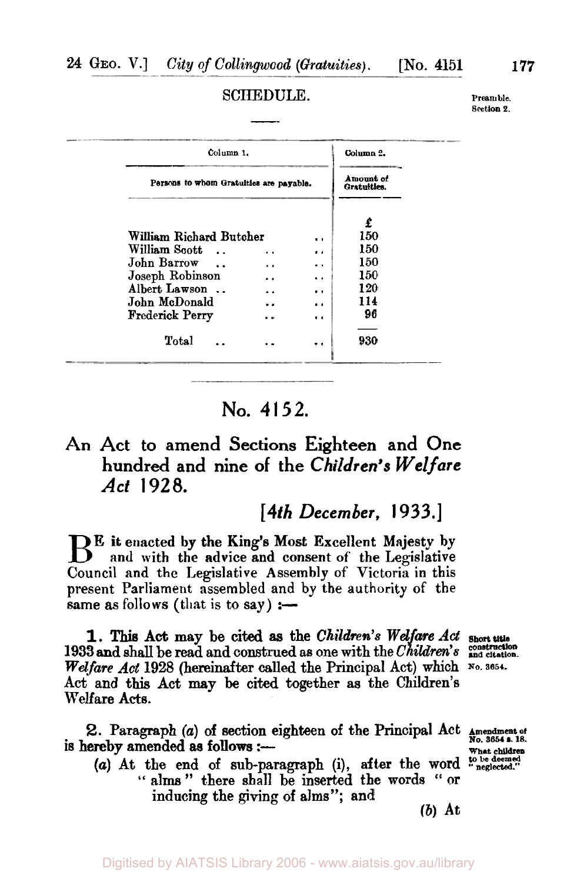SCHEDULE.

Preamble.
Section 2.

| Column 1. | Column 2. |
| --- | --- |
| Persons to whom Gratuities are payable. | Amount of Gratuities. |
| | £ |
| William Richard Butcher .. | 150 |
| William Scott .. .. .. | 150 |
| John Barrow .. .. .. | 150 |
| Joseph Robinson .. .. | 150 |
| Albert Lawson .. .. .. | 120 |
| John McDonald .. .. | 114 |
| Frederick Perry .. .. | 96 |
| Total .. .. .. | 930 |

# No. 4152.

## An Act to amend Sections Eighteen and One hundred and nine of the *Children's Welfare Act* 1928.

*[4th December, 1933.]*

BE it enacted by the King's Most Excellent Majesty by and with the advice and consent of the Legislative Council and the Legislative Assembly of Victoria in this present Parliament assembled and by the authority of the same as follows (that is to say) :—

Short title construction and citation. No. 3654.

**1.** This Act may be cited as the *Children's Welfare Act* 1933 and shall be read and construed as one with the *Children's Welfare Act* 1928 (hereinafter called the Principal Act) which Act and this Act may be cited together as the Children's Welfare Acts.

Amendment of No. 3654 s. 18. What children to be deemed "neglected."

**2.** Paragraph (*a*) of section eighteen of the Principal Act is hereby amended as follows :—

(*a*) At the end of sub-paragraph (i), after the word "alms" there shall be inserted the words "or inducing the giving of alms"; and

(*b*) At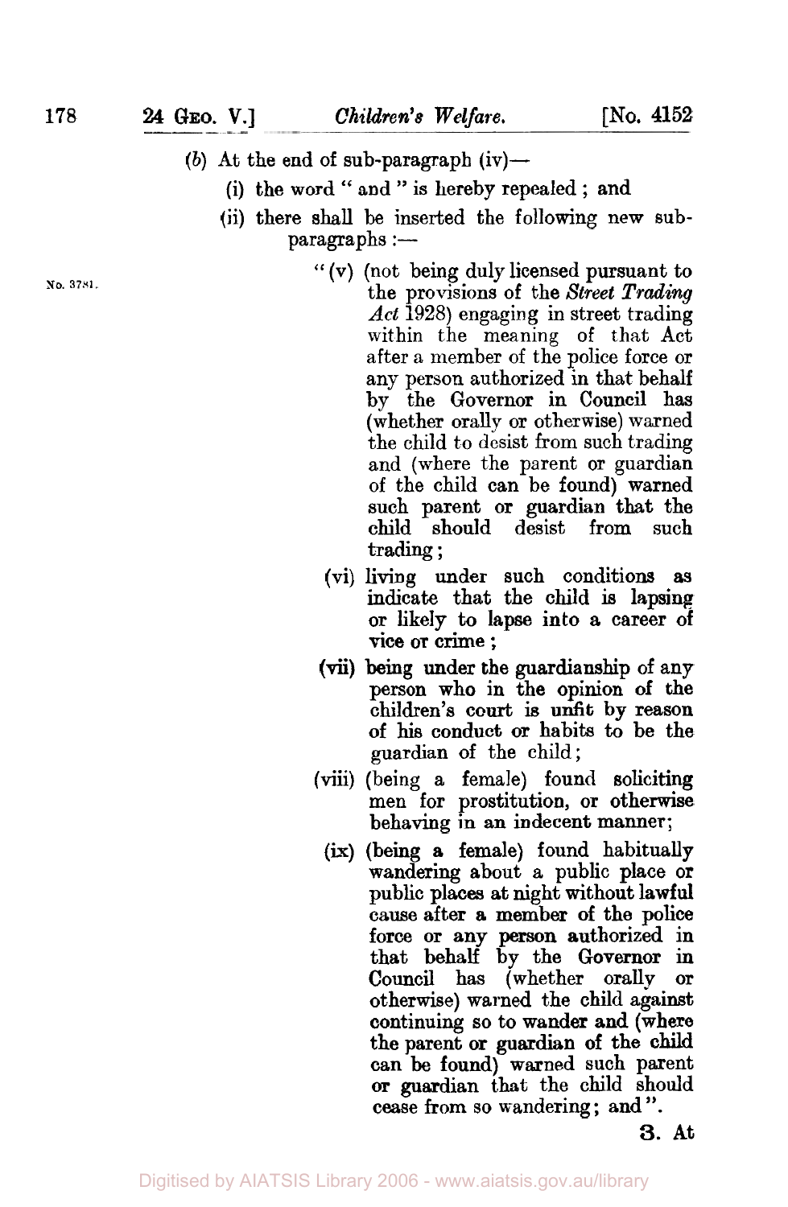(*b*) At the end of sub-paragraph (iv)—

(i) the word " and " is hereby repealed ; and

(ii) there shall be inserted the following new sub-paragraphs :—

No. 3781.

" (v) (not being duly licensed pursuant to the provisions of the *Street Trading Act* 1928) engaging in street trading within the meaning of that Act after a member of the police force or any person authorized in that behalf by the Governor in Council has (whether orally or otherwise) warned the child to desist from such trading and (where the parent or guardian of the child can be found) warned such parent or guardian that the child should desist from such trading ;

(vi) living under such conditions as indicate that the child is lapsing or likely to lapse into a career of vice or crime ;

(vii) being under the guardianship of any person who in the opinion of the children's court is unfit by reason of his conduct or habits to be the guardian of the child ;

(viii) (being a female) found soliciting men for prostitution, or otherwise behaving in an indecent manner ;

(ix) (being a female) found habitually wandering about a public place or public places at night without lawful cause after a member of the police force or any person authorized in that behalf by the Governor in Council has (whether orally or otherwise) warned the child against continuing so to wander and (where the parent or guardian of the child can be found) warned such parent or guardian that the child should cease from so wandering ; and ".

**3.** At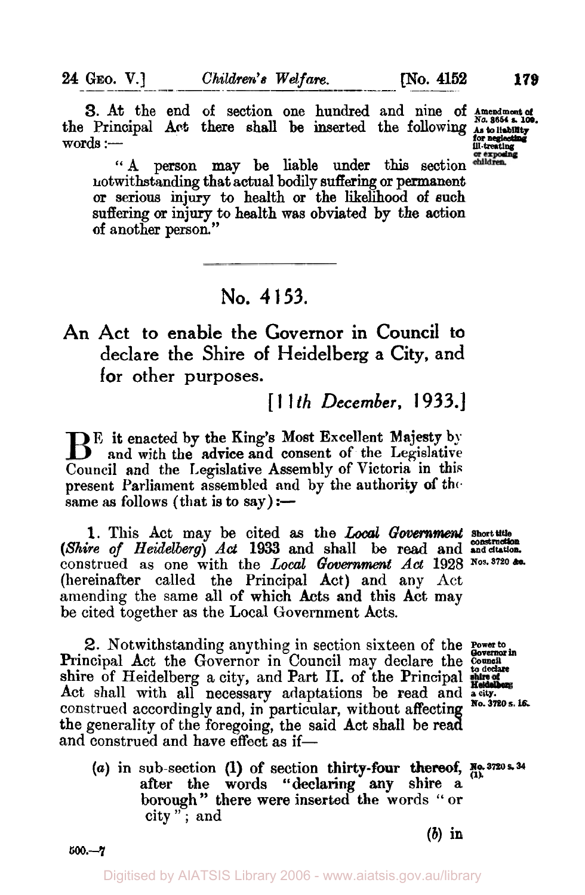3. At the end of section one hundred and nine of the Principal Act there shall be inserted the following words:—

Amendment of No. 3654 s. 109. As to liability for neglecting ill-treating or exposing children.

"A person may be liable under this section notwithstanding that actual bodily suffering or permanent or serious injury to health or the likelihood of such suffering or injury to health was obviated by the action of another person."

---

# No. 4153.

## An Act to enable the Governor in Council to declare the Shire of Heidelberg a City, and for other purposes.

*[11th December, 1933.]*

BE it enacted by the King's Most Excellent Majesty by and with the advice and consent of the Legislative Council and the Legislative Assembly of Victoria in this present Parliament assembled and by the authority of the same as follows (that is to say):—

1. This Act may be cited as the ***Local Government (Shire of Heidelberg) Act* 1933** and shall be read and construed as one with the *Local Government Act* 1928 (hereinafter called the Principal Act) and any Act amending the same all of which Acts and this Act may be cited together as the Local Government Acts.

Short title construction and citation. Nos. 3720 &c.

2. Notwithstanding anything in section sixteen of the Principal Act the Governor in Council may declare the shire of Heidelberg a city, and Part II. of the Principal Act shall with all necessary adaptations be read and construed accordingly and, in particular, without affecting the generality of the foregoing, the said Act shall be read and construed and have effect as if—

Power to Governor in Council to declare shire of Heidelberg a city. No. 3720 s. 16.

(*a*) in sub-section (1) of section thirty-four thereof, after the words "declaring any shire a borough" there were inserted the words "or city"; and

No. 3720 s. 34 (1).

(*b*) in

500.—7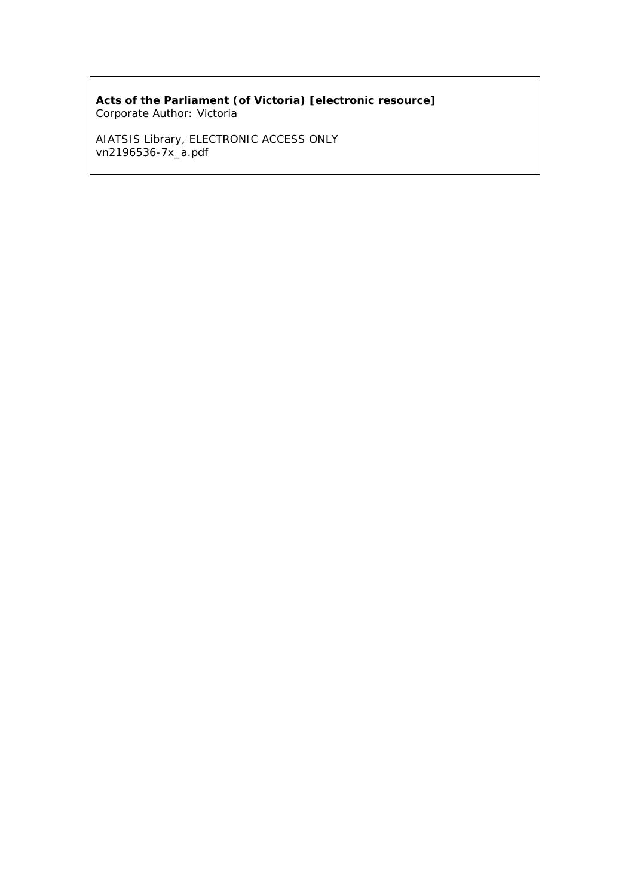**Acts of the Parliament (of Victoria) [electronic resource]**
Corporate Author: Victoria

AIATSIS Library, ELECTRONIC ACCESS ONLY
vn2196536-7x_a.pdf